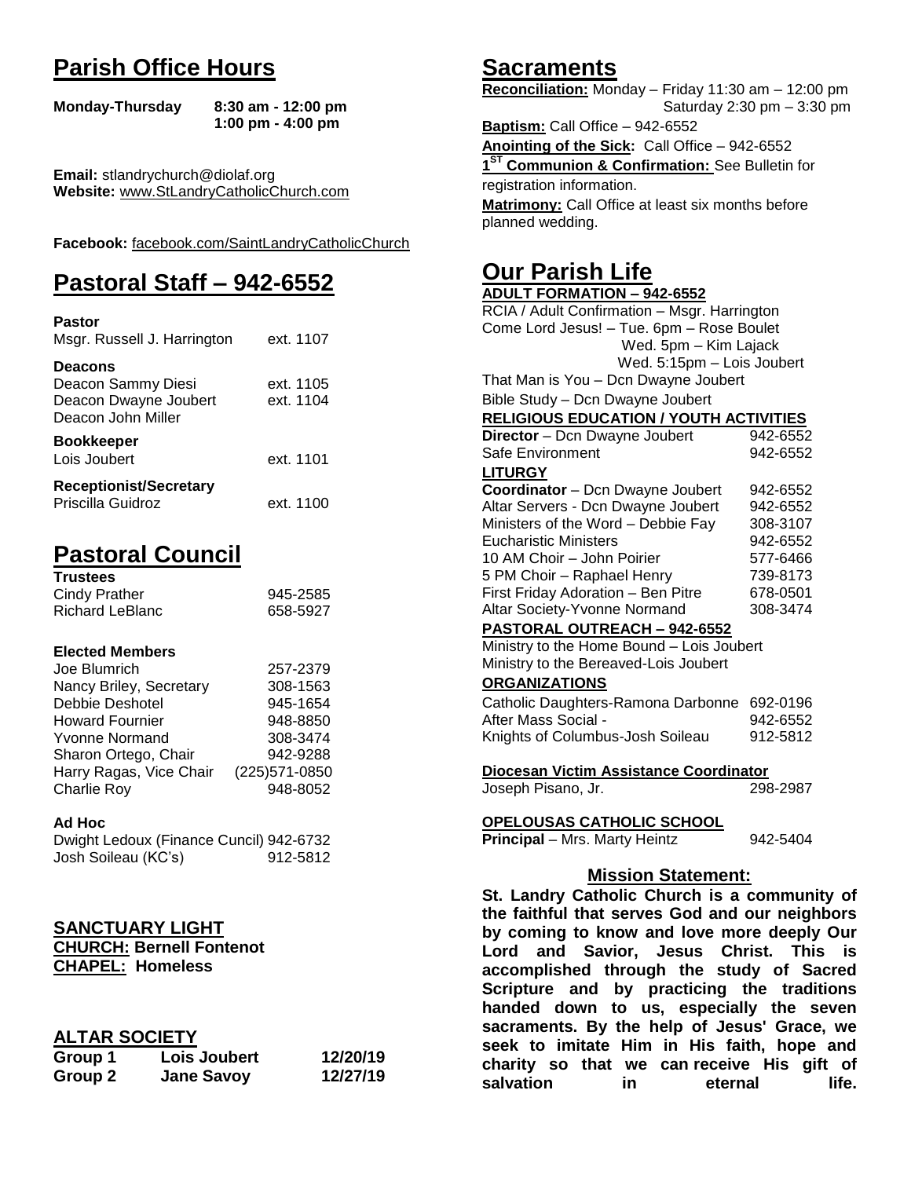# Parish Office Hours

**Monday-Thursday** **8:30 am - 12:00 pm**
**1:00 pm - 4:00 pm**

**Email:** stlandrychurch@diolaf.org
**Website:** www.StLandryCatholicChurch.com

**Facebook:** facebook.com/SaintLandryCatholicChurch

# Pastoral Staff – 942-6552

**Pastor**

| | |
|---|---|
| Msgr. Russell J. Harrington | ext. 1107 |

**Deacons**

| | |
|---|---|
| Deacon Sammy Diesi | ext. 1105 |
| Deacon Dwayne Joubert | ext. 1104 |
| Deacon John Miller | |

**Bookkeeper**

| | |
|---|---|
| Lois Joubert | ext. 1101 |

**Receptionist/Secretary**

| | |
|---|---|
| Priscilla Guidroz | ext. 1100 |

# Pastoral Council

**Trustees**

| | |
|---|---|
| Cindy Prather | 945-2585 |
| Richard LeBlanc | 658-5927 |

**Elected Members**

| | |
|---|---|
| Joe Blumrich | 257-2379 |
| Nancy Briley, Secretary | 308-1563 |
| Debbie Deshotel | 945-1654 |
| Howard Fournier | 948-8850 |
| Yvonne Normand | 308-3474 |
| Sharon Ortego, Chair | 942-9288 |
| Harry Ragas, Vice Chair | (225)571-0850 |
| Charlie Roy | 948-8052 |

**Ad Hoc**

| | |
|---|---|
| Dwight Ledoux (Finance Cuncil) | 942-6732 |
| Josh Soileau (KC's) | 912-5812 |

## SANCTUARY LIGHT

**CHURCH: Bernell Fontenot**
**CHAPEL: Homeless**

## ALTAR SOCIETY

| | | |
|---|---|---|
| **Group 1** | **Lois Joubert** | **12/20/19** |
| **Group 2** | **Jane Savoy** | **12/27/19** |

# Sacraments

**Reconciliation:** Monday – Friday 11:30 am – 12:00 pm
Saturday 2:30 pm – 3:30 pm

**Baptism:** Call Office – 942-6552

**Anointing of the Sick:** Call Office – 942-6552

**1ST Communion & Confirmation:** See Bulletin for registration information.

**Matrimony:** Call Office at least six months before planned wedding.

# Our Parish Life

**ADULT FORMATION – 942-6552**

RCIA / Adult Confirmation – Msgr. Harrington
Come Lord Jesus! – Tue. 6pm – Rose Boulet
Wed. 5pm – Kim Lajack
Wed. 5:15pm – Lois Joubert
That Man is You – Dcn Dwayne Joubert
Bible Study – Dcn Dwayne Joubert

**RELIGIOUS EDUCATION / YOUTH ACTIVITIES**

| | |
|---|---|
| **Director** – Dcn Dwayne Joubert | 942-6552 |
| Safe Environment | 942-6552 |

**LITURGY**

| | |
|---|---|
| **Coordinator** – Dcn Dwayne Joubert | 942-6552 |
| Altar Servers - Dcn Dwayne Joubert | 942-6552 |
| Ministers of the Word – Debbie Fay | 308-3107 |
| Eucharistic Ministers | 942-6552 |
| 10 AM Choir – John Poirier | 577-6466 |
| 5 PM Choir – Raphael Henry | 739-8173 |
| First Friday Adoration – Ben Pitre | 678-0501 |
| Altar Society-Yvonne Normand | 308-3474 |

**PASTORAL OUTREACH – 942-6552**

Ministry to the Home Bound – Lois Joubert
Ministry to the Bereaved-Lois Joubert

**ORGANIZATIONS**

| | |
|---|---|
| Catholic Daughters-Ramona Darbonne | 692-0196 |
| After Mass Social - | 942-6552 |
| Knights of Columbus-Josh Soileau | 912-5812 |

**Diocesan Victim Assistance Coordinator**

| | |
|---|---|
| Joseph Pisano, Jr. | 298-2987 |

**OPELOUSAS CATHOLIC SCHOOL**

| | |
|---|---|
| **Principal** – Mrs. Marty Heintz | 942-5404 |

## Mission Statement:

**St. Landry Catholic Church is a community of the faithful that serves God and our neighbors by coming to know and love more deeply Our Lord and Savior, Jesus Christ. This is accomplished through the study of Sacred Scripture and by practicing the traditions handed down to us, especially the seven sacraments. By the help of Jesus' Grace, we seek to imitate Him in His faith, hope and charity so that we can receive His gift of salvation in eternal life.**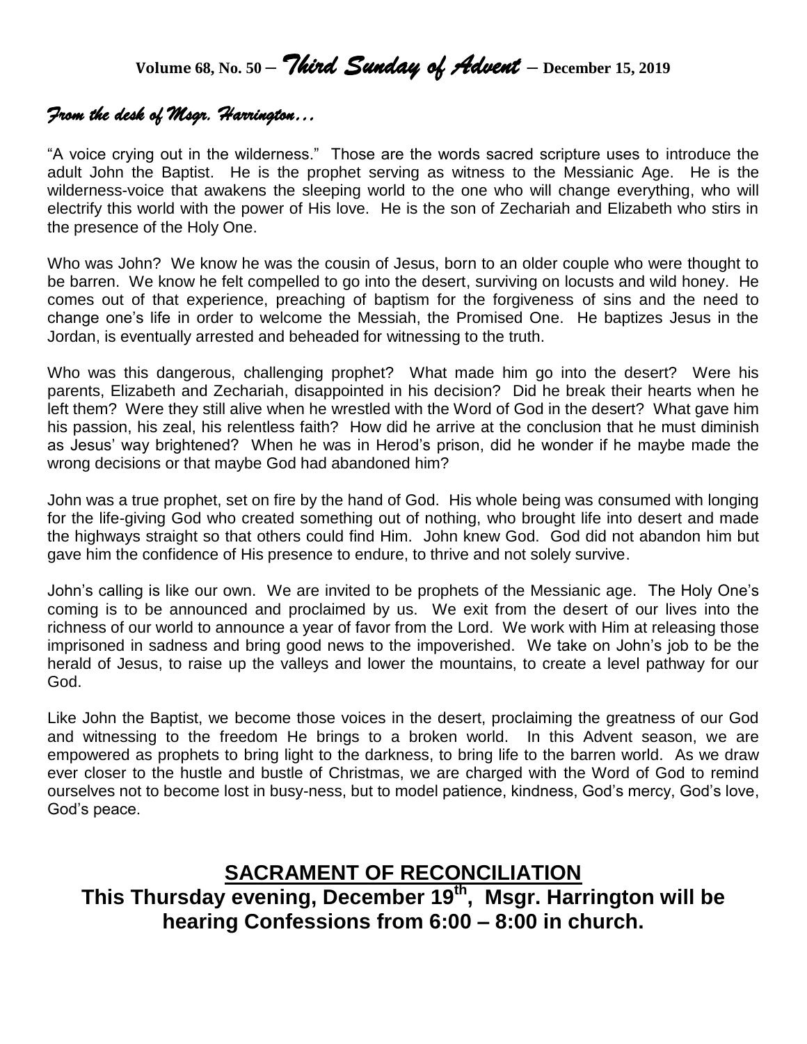**Volume 68, No. 50 –** ***Third Sunday of Advent*** **– December 15, 2019**

## *From the desk of Msgr. Harrington…*

"A voice crying out in the wilderness." Those are the words sacred scripture uses to introduce the adult John the Baptist. He is the prophet serving as witness to the Messianic Age. He is the wilderness-voice that awakens the sleeping world to the one who will change everything, who will electrify this world with the power of His love. He is the son of Zechariah and Elizabeth who stirs in the presence of the Holy One.

Who was John? We know he was the cousin of Jesus, born to an older couple who were thought to be barren. We know he felt compelled to go into the desert, surviving on locusts and wild honey. He comes out of that experience, preaching of baptism for the forgiveness of sins and the need to change one's life in order to welcome the Messiah, the Promised One. He baptizes Jesus in the Jordan, is eventually arrested and beheaded for witnessing to the truth.

Who was this dangerous, challenging prophet? What made him go into the desert? Were his parents, Elizabeth and Zechariah, disappointed in his decision? Did he break their hearts when he left them? Were they still alive when he wrestled with the Word of God in the desert? What gave him his passion, his zeal, his relentless faith? How did he arrive at the conclusion that he must diminish as Jesus' way brightened? When he was in Herod's prison, did he wonder if he maybe made the wrong decisions or that maybe God had abandoned him?

John was a true prophet, set on fire by the hand of God. His whole being was consumed with longing for the life-giving God who created something out of nothing, who brought life into desert and made the highways straight so that others could find Him. John knew God. God did not abandon him but gave him the confidence of His presence to endure, to thrive and not solely survive.

John's calling is like our own. We are invited to be prophets of the Messianic age. The Holy One's coming is to be announced and proclaimed by us. We exit from the desert of our lives into the richness of our world to announce a year of favor from the Lord. We work with Him at releasing those imprisoned in sadness and bring good news to the impoverished. We take on John's job to be the herald of Jesus, to raise up the valleys and lower the mountains, to create a level pathway for our God.

Like John the Baptist, we become those voices in the desert, proclaiming the greatness of our God and witnessing to the freedom He brings to a broken world. In this Advent season, we are empowered as prophets to bring light to the darkness, to bring life to the barren world. As we draw ever closer to the hustle and bustle of Christmas, we are charged with the Word of God to remind ourselves not to become lost in busy-ness, but to model patience, kindness, God's mercy, God's love, God's peace.

## SACRAMENT OF RECONCILIATION

**This Thursday evening, December 19th, Msgr. Harrington will be hearing Confessions from 6:00 – 8:00 in church.**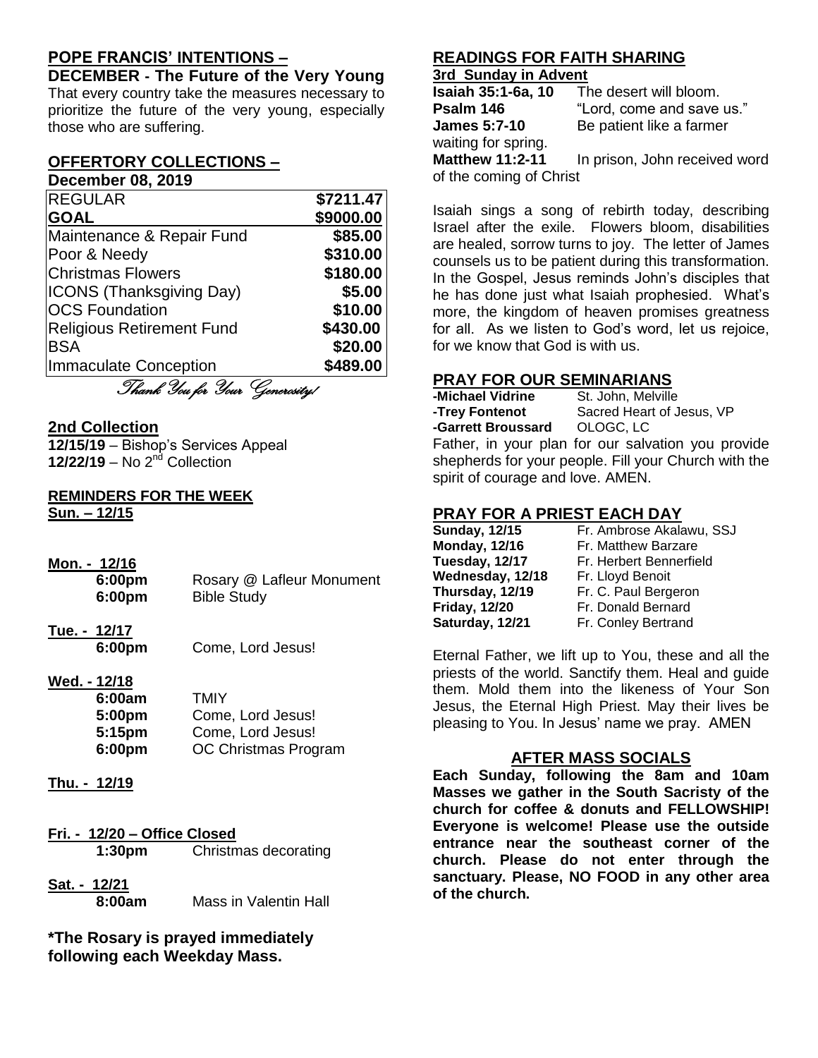## POPE FRANCIS' INTENTIONS –

**DECEMBER - The Future of the Very Young**

That every country take the measures necessary to prioritize the future of the very young, especially those who are suffering.

## OFFERTORY COLLECTIONS –

**December 08, 2019**

| REGULAR | $7211.47 |
|---|---|
| **GOAL** | **$9000.00** |
| Maintenance & Repair Fund | **$85.00** |
| Poor & Needy | **$310.00** |
| Christmas Flowers | **$180.00** |
| ICONS (Thanksgiving Day) | **$5.00** |
| OCS Foundation | **$10.00** |
| Religious Retirement Fund | **$430.00** |
| BSA | **$20.00** |
| Immaculate Conception | **$489.00** |

*Thank You for Your Generosity!*

## 2nd Collection

**12/15/19** – Bishop's Services Appeal
**12/22/19** – No 2nd Collection

## REMINDERS FOR THE WEEK

**Sun. – 12/15**

**Mon. - 12/16**
- **6:00pm** Rosary @ Lafleur Monument
- **6:00pm** Bible Study

**Tue. - 12/17**
- **6:00pm** Come, Lord Jesus!

**Wed. - 12/18**
- **6:00am** TMIY
- **5:00pm** Come, Lord Jesus!
- **5:15pm** Come, Lord Jesus!
- **6:00pm** OC Christmas Program

**Thu. - 12/19**

**Fri. - 12/20 – Office Closed**
- **1:30pm** Christmas decorating

**Sat. - 12/21**
- **8:00am** Mass in Valentin Hall

**\*The Rosary is prayed immediately following each Weekday Mass.**

## READINGS FOR FAITH SHARING

**3rd Sunday in Advent**

**Isaiah 35:1-6a, 10** The desert will bloom.
**Psalm 146** "Lord, come and save us."
**James 5:7-10** Be patient like a farmer waiting for spring.
**Matthew 11:2-11** In prison, John received word of the coming of Christ

Isaiah sings a song of rebirth today, describing Israel after the exile. Flowers bloom, disabilities are healed, sorrow turns to joy. The letter of James counsels us to be patient during this transformation. In the Gospel, Jesus reminds John's disciples that he has done just what Isaiah prophesied. What's more, the kingdom of heaven promises greatness for all. As we listen to God's word, let us rejoice, for we know that God is with us.

## PRAY FOR OUR SEMINARIANS

**-Michael Vidrine** St. John, Melville
**-Trey Fontenot** Sacred Heart of Jesus, VP
**-Garrett Broussard** OLOGC, LC

Father, in your plan for our salvation you provide shepherds for your people. Fill your Church with the spirit of courage and love. AMEN.

## PRAY FOR A PRIEST EACH DAY

**Sunday, 12/15** Fr. Ambrose Akalawu, SSJ
**Monday, 12/16** Fr. Matthew Barzare
**Tuesday, 12/17** Fr. Herbert Bennerfield
**Wednesday, 12/18** Fr. Lloyd Benoit
**Thursday, 12/19** Fr. C. Paul Bergeron
**Friday, 12/20** Fr. Donald Bernard
**Saturday, 12/21** Fr. Conley Bertrand

Eternal Father, we lift up to You, these and all the priests of the world. Sanctify them. Heal and guide them. Mold them into the likeness of Your Son Jesus, the Eternal High Priest. May their lives be pleasing to You. In Jesus' name we pray. AMEN

## AFTER MASS SOCIALS

**Each Sunday, following the 8am and 10am Masses we gather in the South Sacristy of the church for coffee & donuts and FELLOWSHIP! Everyone is welcome! Please use the outside entrance near the southeast corner of the church. Please do not enter through the sanctuary. Please, NO FOOD in any other area of the church.**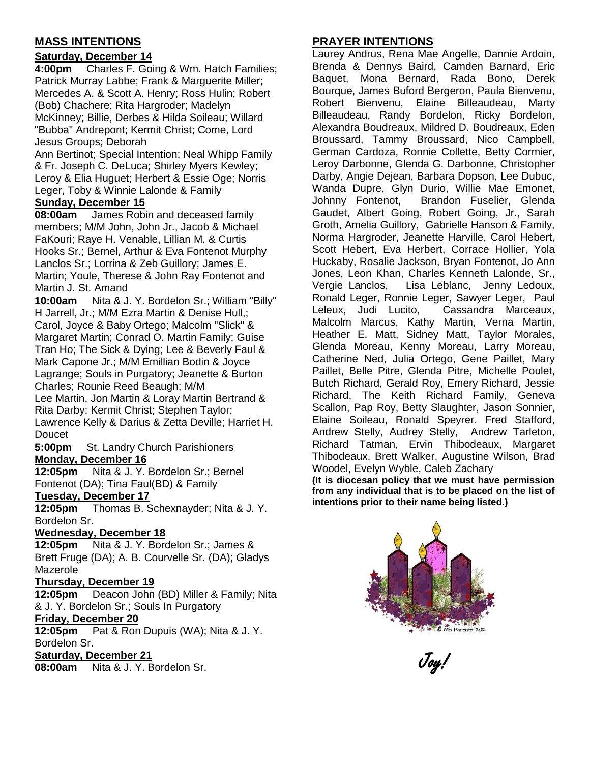## MASS INTENTIONS

**Saturday, December 14**

**4:00pm** Charles F. Going & Wm. Hatch Families; Patrick Murray Labbe; Frank & Marguerite Miller; Mercedes A. & Scott A. Henry; Ross Hulin; Robert (Bob) Chachere; Rita Hargroder; Madelyn McKinney; Billie, Derbes & Hilda Soileau; Willard "Bubba" Andrepont; Kermit Christ; Come, Lord Jesus Groups; Deborah Ann Bertinot; Special Intention; Neal Whipp Family & Fr. Joseph C. DeLuca; Shirley Myers Kewley; Leroy & Elia Huguet; Herbert & Essie Oge; Norris Leger, Toby & Winnie Lalonde & Family

**Sunday, December 15**

**08:00am** James Robin and deceased family members; M/M John, John Jr., Jacob & Michael FaKouri; Raye H. Venable, Lillian M. & Curtis Hooks Sr.; Bernel, Arthur & Eva Fontenot Murphy Lanclos Sr.; Lorrina & Zeb Guillory; James E. Martin; Youle, Therese & John Ray Fontenot and Martin J. St. Amand

**10:00am** Nita & J. Y. Bordelon Sr.; William "Billy" H Jarrell, Jr.; M/M Ezra Martin & Denise Hull,; Carol, Joyce & Baby Ortego; Malcolm "Slick" & Margaret Martin; Conrad O. Martin Family; Guise Tran Ho; The Sick & Dying; Lee & Beverly Faul & Mark Capone Jr.; M/M Emillian Bodin & Joyce Lagrange; Souls in Purgatory; Jeanette & Burton Charles; Rounie Reed Beaugh; M/M Lee Martin, Jon Martin & Loray Martin Bertrand & Rita Darby; Kermit Christ; Stephen Taylor; Lawrence Kelly & Darius & Zetta Deville; Harriet H. Doucet

**5:00pm** St. Landry Church Parishioners

**Monday, December 16**

**12:05pm** Nita & J. Y. Bordelon Sr.; Bernel Fontenot (DA); Tina Faul(BD) & Family

**Tuesday, December 17**

**12:05pm** Thomas B. Schexnayder; Nita & J. Y. Bordelon Sr.

**Wednesday, December 18**

**12:05pm** Nita & J. Y. Bordelon Sr.; James & Brett Fruge (DA); A. B. Courvelle Sr. (DA); Gladys Mazerole

**Thursday, December 19**

**12:05pm** Deacon John (BD) Miller & Family; Nita & J. Y. Bordelon Sr.; Souls In Purgatory

**Friday, December 20**

**12:05pm** Pat & Ron Dupuis (WA); Nita & J. Y. Bordelon Sr.

**Saturday, December 21**

**08:00am** Nita & J. Y. Bordelon Sr.

## PRAYER INTENTIONS

Laurey Andrus, Rena Mae Angelle, Dannie Ardoin, Brenda & Dennys Baird, Camden Barnard, Eric Baquet, Mona Bernard, Rada Bono, Derek Bourque, James Buford Bergeron, Paula Bienvenu, Robert Bienvenu, Elaine Billeaudeau, Marty Billeaudeau, Randy Bordelon, Ricky Bordelon, Alexandra Boudreaux, Mildred D. Boudreaux, Eden Broussard, Tammy Broussard, Nico Campbell, German Cardoza, Ronnie Collette, Betty Cormier, Leroy Darbonne, Glenda G. Darbonne, Christopher Darby, Angie Dejean, Barbara Dopson, Lee Dubuc, Wanda Dupre, Glyn Durio, Willie Mae Emonet, Johnny Fontenot, Brandon Fuselier, Glenda Gaudet, Albert Going, Robert Going, Jr., Sarah Groth, Amelia Guillory, Gabrielle Hanson & Family, Norma Hargroder, Jeanette Harville, Carol Hebert, Scott Hebert, Eva Herbert, Corrace Hollier, Yola Huckaby, Rosalie Jackson, Bryan Fontenot, Jo Ann Jones, Leon Khan, Charles Kenneth Lalonde, Sr., Vergie Lanclos, Lisa Leblanc, Jenny Ledoux, Ronald Leger, Ronnie Leger, Sawyer Leger, Paul Leleux, Judi Lucito, Cassandra Marceaux, Malcolm Marcus, Kathy Martin, Verna Martin, Heather E. Matt, Sidney Matt, Taylor Morales, Glenda Moreau, Kenny Moreau, Larry Moreau, Catherine Ned, Julia Ortego, Gene Paillet, Mary Paillet, Belle Pitre, Glenda Pitre, Michelle Poulet, Butch Richard, Gerald Roy, Emery Richard, Jessie Richard, The Keith Richard Family, Geneva Scallon, Pap Roy, Betty Slaughter, Jason Sonnier, Elaine Soileau, Ronald Speyrer. Fred Stafford, Andrew Stelly, Audrey Stelly, Andrew Tarleton, Richard Tatman, Ervin Thibodeaux, Margaret Thibodeaux, Brett Walker, Augustine Wilson, Brad Woodel, Evelyn Wyble, Caleb Zachary

**(It is diocesan policy that we must have permission from any individual that is to be placed on the list of intentions prior to their name being listed.)**

*Joy!*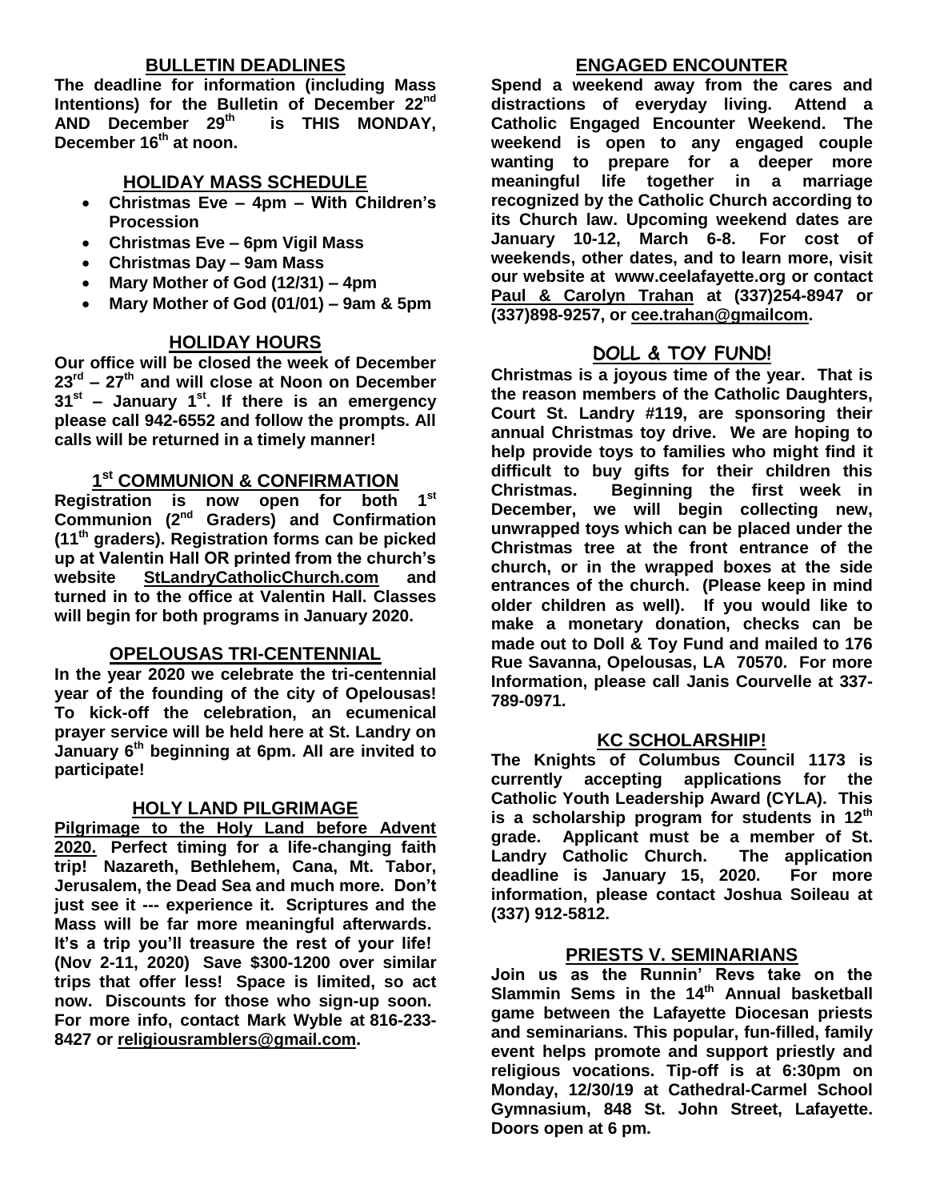## BULLETIN DEADLINES

**The deadline for information (including Mass Intentions) for the Bulletin of December 22nd AND December 29th is THIS MONDAY, December 16th at noon.**

## HOLIDAY MASS SCHEDULE

- **Christmas Eve – 4pm – With Children's Procession**
- **Christmas Eve – 6pm Vigil Mass**
- **Christmas Day – 9am Mass**
- **Mary Mother of God (12/31) – 4pm**
- **Mary Mother of God (01/01) – 9am & 5pm**

## HOLIDAY HOURS

**Our office will be closed the week of December 23rd – 27th and will close at Noon on December 31st – January 1st. If there is an emergency please call 942-6552 and follow the prompts. All calls will be returned in a timely manner!**

## 1st COMMUNION & CONFIRMATION

**Registration is now open for both 1st Communion (2nd Graders) and Confirmation (11th graders). Registration forms can be picked up at Valentin Hall OR printed from the church's website StLandryCatholicChurch.com and turned in to the office at Valentin Hall. Classes will begin for both programs in January 2020.**

## OPELOUSAS TRI-CENTENNIAL

**In the year 2020 we celebrate the tri-centennial year of the founding of the city of Opelousas! To kick-off the celebration, an ecumenical prayer service will be held here at St. Landry on January 6th beginning at 6pm. All are invited to participate!**

## HOLY LAND PILGRIMAGE

**Pilgrimage to the Holy Land before Advent 2020. Perfect timing for a life-changing faith trip! Nazareth, Bethlehem, Cana, Mt. Tabor, Jerusalem, the Dead Sea and much more. Don't just see it --- experience it. Scriptures and the Mass will be far more meaningful afterwards. It's a trip you'll treasure the rest of your life! (Nov 2-11, 2020) Save $300-1200 over similar trips that offer less! Space is limited, so act now. Discounts for those who sign-up soon. For more info, contact Mark Wyble at 816-233-8427 or religiousramblers@gmail.com.**

## ENGAGED ENCOUNTER

**Spend a weekend away from the cares and distractions of everyday living. Attend a Catholic Engaged Encounter Weekend. The weekend is open to any engaged couple wanting to prepare for a deeper more meaningful life together in a marriage recognized by the Catholic Church according to its Church law. Upcoming weekend dates are January 10-12, March 6-8. For cost of weekends, other dates, and to learn more, visit our website at www.ceelafayette.org or contact Paul & Carolyn Trahan at (337)254-8947 or (337)898-9257, or cee.trahan@gmailcom.**

## DOLL & TOY FUND!

**Christmas is a joyous time of the year. That is the reason members of the Catholic Daughters, Court St. Landry #119, are sponsoring their annual Christmas toy drive. We are hoping to help provide toys to families who might find it difficult to buy gifts for their children this Christmas. Beginning the first week in December, we will begin collecting new, unwrapped toys which can be placed under the Christmas tree at the front entrance of the church, or in the wrapped boxes at the side entrances of the church. (Please keep in mind older children as well). If you would like to make a monetary donation, checks can be made out to Doll & Toy Fund and mailed to 176 Rue Savanna, Opelousas, LA 70570. For more Information, please call Janis Courvelle at 337-789-0971.**

## KC SCHOLARSHIP!

**The Knights of Columbus Council 1173 is currently accepting applications for the Catholic Youth Leadership Award (CYLA). This is a scholarship program for students in 12th grade. Applicant must be a member of St. Landry Catholic Church. The application deadline is January 15, 2020. For more information, please contact Joshua Soileau at (337) 912-5812.**

## PRIESTS V. SEMINARIANS

**Join us as the Runnin' Revs take on the Slammin Sems in the 14th Annual basketball game between the Lafayette Diocesan priests and seminarians. This popular, fun-filled, family event helps promote and support priestly and religious vocations. Tip-off is at 6:30pm on Monday, 12/30/19 at Cathedral-Carmel School Gymnasium, 848 St. John Street, Lafayette. Doors open at 6 pm.**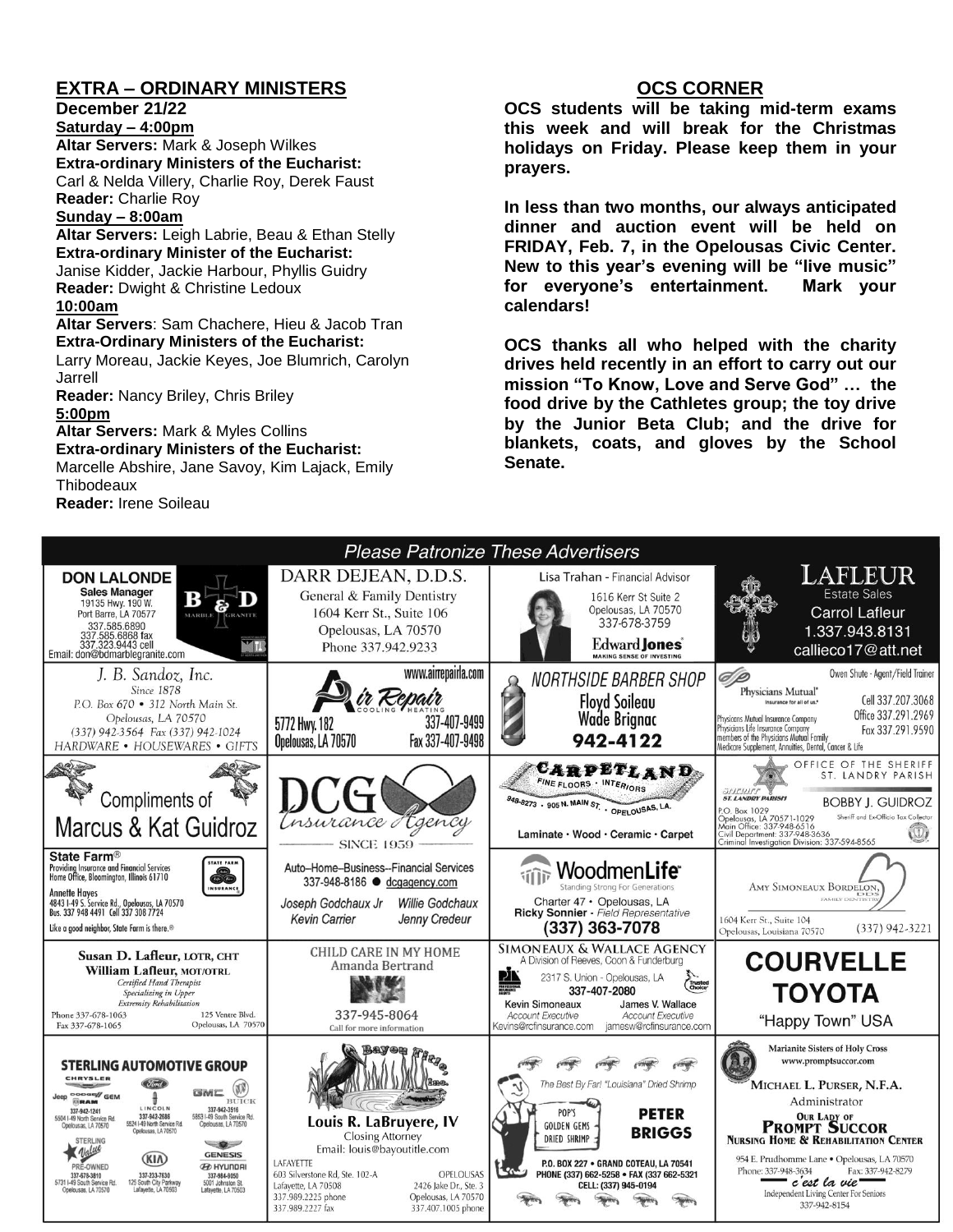## EXTRA – ORDINARY MINISTERS

**December 21/22**

**Saturday – 4:00pm**

**Altar Servers:** Mark & Joseph Wilkes
**Extra-ordinary Ministers of the Eucharist:**
Carl & Nelda Villery, Charlie Roy, Derek Faust
**Reader:** Charlie Roy

**Sunday – 8:00am**

**Altar Servers:** Leigh Labrie, Beau & Ethan Stelly
**Extra-ordinary Minister of the Eucharist:**
Janise Kidder, Jackie Harbour, Phyllis Guidry
**Reader:** Dwight & Christine Ledoux

**10:00am**

**Altar Servers**: Sam Chachere, Hieu & Jacob Tran
**Extra-Ordinary Ministers of the Eucharist:**
Larry Moreau, Jackie Keyes, Joe Blumrich, Carolyn Jarrell
**Reader:** Nancy Briley, Chris Briley

**5:00pm**

**Altar Servers:** Mark & Myles Collins
**Extra-ordinary Ministers of the Eucharist:**
Marcelle Abshire, Jane Savoy, Kim Lajack, Emily Thibodeaux
**Reader:** Irene Soileau

## OCS CORNER

**OCS students will be taking mid-term exams this week and will break for the Christmas holidays on Friday. Please keep them in your prayers.**

**In less than two months, our always anticipated dinner and auction event will be held on FRIDAY, Feb. 7, in the Opelousas Civic Center. New to this year's evening will be "live music" for everyone's entertainment. Mark your calendars!**

**OCS thanks all who helped with the charity drives held recently in an effort to carry out our mission "To Know, Love and Serve God" … the food drive by the Cathletes group; the toy drive by the Junior Beta Club; and the drive for blankets, coats, and gloves by the School Senate.**

## Please Patronize These Advertisers

**DON LALONDE** – Sales Manager, B & D Marble Granite, 19135 Hwy. 190 W., Port Barre, LA 77577, 337.585.6890, 337.585.6868 fax, 337.323.9443 cell, Email: don@bdmarblegranite.com

**DARR DEJEAN, D.D.S.** – General & Family Dentistry, 1604 Kerr St., Suite 106, Opelousas, LA 70570, Phone 337.942.9233

**Lisa Trahan** - Financial Advisor, 1616 Kerr St Suite 2, Opelousas, LA 70570, 337-678-3759, Edward Jones – Making Sense of Investing

**LAFLEUR Estate Sales** – Carrol Lafleur, 1.337.943.8131, callieco17@att.net

**J. B. Sandoz, Inc.** – Since 1878, P.O. Box 670 • 312 North Main St., Opelousas, LA 70570, (337) 942-3564 Fax (337) 942-1024, HARDWARE • HOUSEWARES • GIFTS

**Air Repair** – Cooling Heating, www.airrepairla.com, 5772 Hwy. 182, Opelousas, LA 70570, 337-407-9499, Fax 337-407-9498

**NORTHSIDE BARBER SHOP** – Floyd Soileau, Wade Brignac, 942-4122

**Physicians Mutual** – Owen Shute - Agent/Field Trainer, Cell 337.207.3068, Office 337.291.2969, Fax 337.291.9590. Physicians Mutual Insurance Company, Physicians Life Insurance Company, members of the Physicians Mutual Family. Medicare Supplement, Annuities, Dental, Cancer & Life

**Compliments of Marcus & Kat Guidroz**

**DCG Insurance Agency** – Since 1959

**CARPETLAND** – Fine Floors • Interiors, 948-8273 • 905 N. Main St. • Opelousas, LA. Laminate • Wood • Ceramic • Carpet

**OFFICE OF THE SHERIFF, ST. LANDRY PARISH** – BOBBY J. GUIDROZ, Sheriff and Ex-Officio Tax Collector, P.O. Box 1029, Opelousas, LA 70571-1029, Main Office: 337-948-6516, Civil Department: 337-948-3636, Criminal Investigation Division: 337-594-8565

**State Farm®** – Providing Insurance and Financial Services, Home Office, Bloomington, Illinois 61710. Annette Hayes, 4843 I-49 S. Service Rd., Opelousas, LA 70570, Bus. 337 948 4491 Cell 337 308 7724. Like a good neighbor, State Farm is there.®

Auto–Home–Business–Financial Services, 337-948-8186 ● dcgagency.com – Joseph Godchaux Jr, Willie Godchaux, Kevin Carrier, Jenny Credeur

**WoodmenLife** – Standing Strong For Generations, Charter 47 • Opelousas, LA, Ricky Sonnier - Field Representative, (337) 363-7078

**AMY SIMONEAUX BORDELON, DDS** – Family Dentistry, 1604 Kerr St., Suite 104, Opelousas, Louisiana 70570, (337) 942-3221

**Susan D. Lafleur, LOTR, CHT** / **William Lafleur, MOT/OTRL** – Certified Hand Therapist, Specializing in Upper Extremity Rehabilitation, Phone 337-678-1063, Fax 337-678-1065, 125 Ventre Blvd., Opelousas, LA 70570

**CHILD CARE IN MY HOME** – Amanda Bertrand, 337-945-8064, Call for more information

**SIMONEAUX & WALLACE AGENCY** – A Division of Reeves, Coon & Funderburg, 2317 S. Union - Opelousas, LA, 337-407-2080. Kevin Simoneaux, Account Executive, Kevins@rcfinsurance.com; James V. Wallace, Account Executive, jamesw@rcfinsurance.com

**COURVELLE TOYOTA** – "Happy Town" USA

**STERLING AUTOMOTIVE GROUP** – Chrysler, Jeep, Dodge, Ram, GEM: 337-942-1241, 5504 I-49 North Service Rd., Opelousas, LA 70570; Ford, Lincoln: 337-942-2686, 5524 I-49 North Service Rd., Opelousas, LA 70570; GMC, Buick: 337-942-3516, 5853 I-49 South Service Rd., Opelousas, LA 70570; Sterling Value Pre-Owned: 337-678-3810, 5731 I-49 South Service Rd., Opelousas, LA 70570; Kia: 337-233-7630, 125 South City Parkway, Lafayette, LA 70503; Genesis, Hyundai: 337-984-9050, 5001 Johnston St., Lafayette, LA 70503

**Bayou Title, Inc.** – Louis R. LaBruyere, IV, Closing Attorney, Email: louis@bayoutitle.com. LAFAYETTE: 603 Silverstone Rd, Ste. 102-A, Lafayette, LA 70508, 337.989.2225 phone, 337.989.2227 fax. OPELOUSAS: 2426 Jake Dr., Ste. 3, Opelousas, LA 70570, 337.407.1005 phone

**PETER BRIGGS** – The Best By Far! "Louisiana" Dried Shrimp, Pop's Golden Gems Dried Shrimp, P.O. BOX 227 • GRAND COTEAU, LA 70541, PHONE (337) 662-5258 • FAX (337 662-5321, CELL: (337) 945-0194

**Marianite Sisters of Holy Cross** – www.promptsuccor.com, MICHAEL L. PURSER, N.F.A., Administrator, OUR LADY OF PROMPT SUCCOR NURSING HOME & REHABILITATION CENTER, 954 E. Prudhomme Lane • Opelousas, LA 70570, Phone: 337-948-3634, Fax: 337-942-8279, c'est la vie – Independent Living Center For Seniors, 337-942-8154